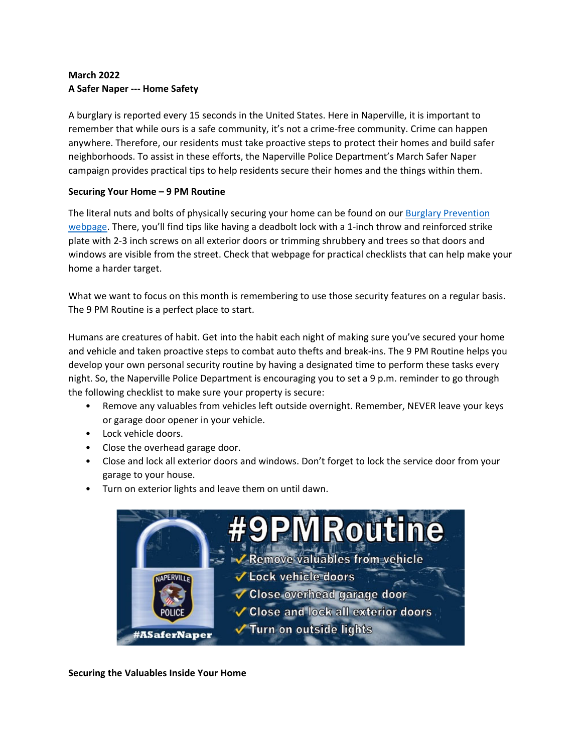**March 2022**
**A Safer Naper --- Home Safety**

A burglary is reported every 15 seconds in the United States. Here in Naperville, it is important to remember that while ours is a safe community, it's not a crime-free community. Crime can happen anywhere. Therefore, our residents must take proactive steps to protect their homes and build safer neighborhoods. To assist in these efforts, the Naperville Police Department's March Safer Naper campaign provides practical tips to help residents secure their homes and the things within them.

**Securing Your Home – 9 PM Routine**

The literal nuts and bolts of physically securing your home can be found on our Burglary Prevention webpage. There, you'll find tips like having a deadbolt lock with a 1-inch throw and reinforced strike plate with 2-3 inch screws on all exterior doors or trimming shrubbery and trees so that doors and windows are visible from the street. Check that webpage for practical checklists that can help make your home a harder target.

What we want to focus on this month is remembering to use those security features on a regular basis. The 9 PM Routine is a perfect place to start.

Humans are creatures of habit. Get into the habit each night of making sure you've secured your home and vehicle and taken proactive steps to combat auto thefts and break-ins. The 9 PM Routine helps you develop your own personal security routine by having a designated time to perform these tasks every night. So, the Naperville Police Department is encouraging you to set a 9 p.m. reminder to go through the following checklist to make sure your property is secure:

- Remove any valuables from vehicles left outside overnight. Remember, NEVER leave your keys or garage door opener in your vehicle.
- Lock vehicle doors.
- Close the overhead garage door.
- Close and lock all exterior doors and windows. Don't forget to lock the service door from your garage to your house.
- Turn on exterior lights and leave them on until dawn.

#9PMRoutine

- ✓ Remove valuables from vehicle
- ✓ Lock vehicle doors
- ✓ Close overhead garage door
- ✓ Close and lock all exterior doors
- ✓ Turn on outside lights

NAPERVILLE POLICE

#ASaferNaper

**Securing the Valuables Inside Your Home**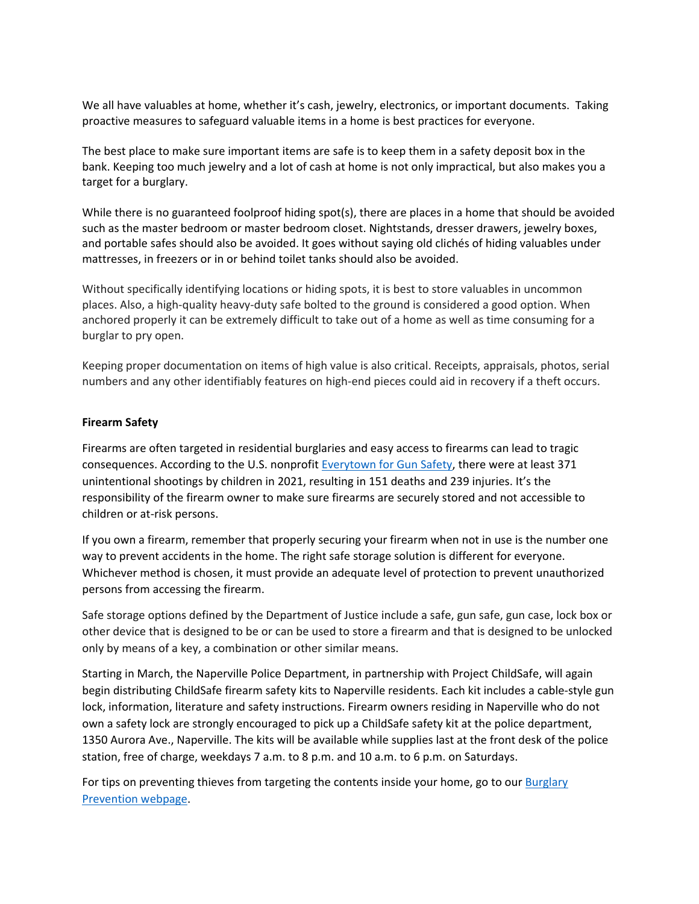We all have valuables at home, whether it's cash, jewelry, electronics, or important documents. Taking proactive measures to safeguard valuable items in a home is best practices for everyone.

The best place to make sure important items are safe is to keep them in a safety deposit box in the bank. Keeping too much jewelry and a lot of cash at home is not only impractical, but also makes you a target for a burglary.

While there is no guaranteed foolproof hiding spot(s), there are places in a home that should be avoided such as the master bedroom or master bedroom closet. Nightstands, dresser drawers, jewelry boxes, and portable safes should also be avoided. It goes without saying old clichés of hiding valuables under mattresses, in freezers or in or behind toilet tanks should also be avoided.

Without specifically identifying locations or hiding spots, it is best to store valuables in uncommon places. Also, a high-quality heavy-duty safe bolted to the ground is considered a good option. When anchored properly it can be extremely difficult to take out of a home as well as time consuming for a burglar to pry open.

Keeping proper documentation on items of high value is also critical. Receipts, appraisals, photos, serial numbers and any other identifiably features on high-end pieces could aid in recovery if a theft occurs.

**Firearm Safety**

Firearms are often targeted in residential burglaries and easy access to firearms can lead to tragic consequences. According to the U.S. nonprofit [Everytown for Gun Safety](), there were at least 371 unintentional shootings by children in 2021, resulting in 151 deaths and 239 injuries. It's the responsibility of the firearm owner to make sure firearms are securely stored and not accessible to children or at-risk persons.

If you own a firearm, remember that properly securing your firearm when not in use is the number one way to prevent accidents in the home. The right safe storage solution is different for everyone. Whichever method is chosen, it must provide an adequate level of protection to prevent unauthorized persons from accessing the firearm.

Safe storage options defined by the Department of Justice include a safe, gun safe, gun case, lock box or other device that is designed to be or can be used to store a firearm and that is designed to be unlocked only by means of a key, a combination or other similar means.

Starting in March, the Naperville Police Department, in partnership with Project ChildSafe, will again begin distributing ChildSafe firearm safety kits to Naperville residents. Each kit includes a cable-style gun lock, information, literature and safety instructions. Firearm owners residing in Naperville who do not own a safety lock are strongly encouraged to pick up a ChildSafe safety kit at the police department, 1350 Aurora Ave., Naperville. The kits will be available while supplies last at the front desk of the police station, free of charge, weekdays 7 a.m. to 8 p.m. and 10 a.m. to 6 p.m. on Saturdays.

For tips on preventing thieves from targeting the contents inside your home, go to our [Burglary Prevention webpage]().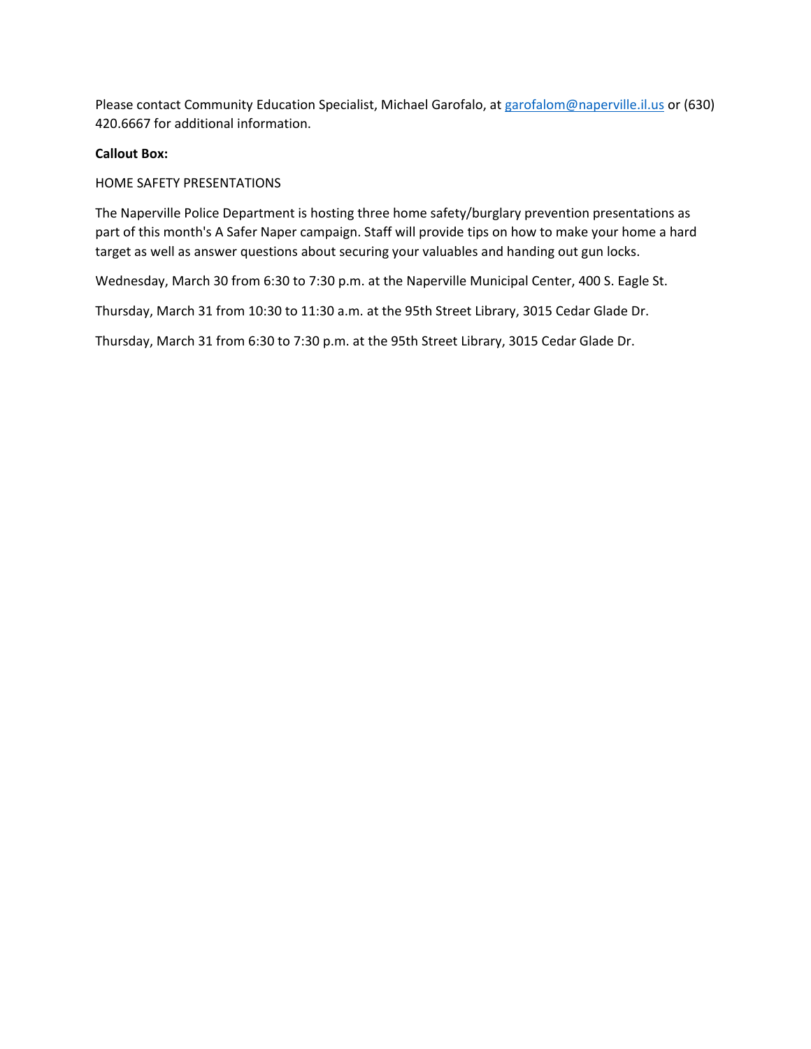Please contact Community Education Specialist, Michael Garofalo, at garofalom@naperville.il.us or (630) 420.6667 for additional information.

**Callout Box:**

HOME SAFETY PRESENTATIONS

The Naperville Police Department is hosting three home safety/burglary prevention presentations as part of this month's A Safer Naper campaign. Staff will provide tips on how to make your home a hard target as well as answer questions about securing your valuables and handing out gun locks.

Wednesday, March 30 from 6:30 to 7:30 p.m. at the Naperville Municipal Center, 400 S. Eagle St.

Thursday, March 31 from 10:30 to 11:30 a.m. at the 95th Street Library, 3015 Cedar Glade Dr.

Thursday, March 31 from 6:30 to 7:30 p.m. at the 95th Street Library, 3015 Cedar Glade Dr.